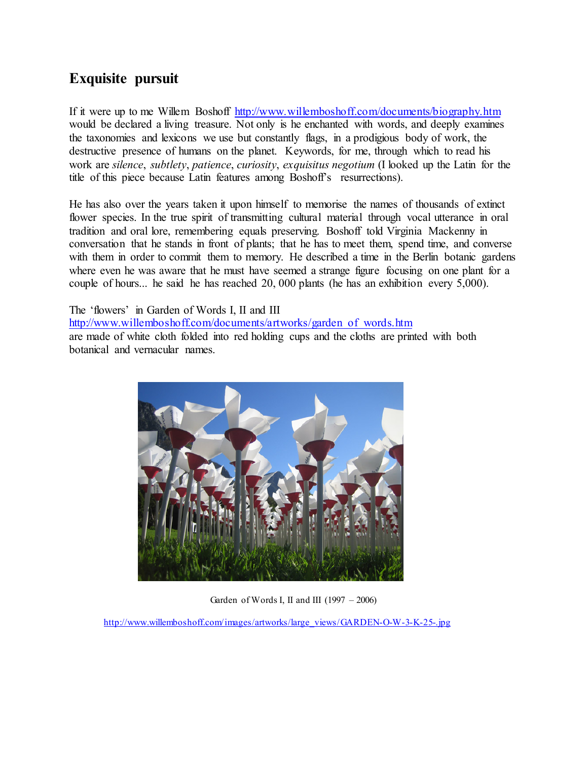# Exquisite pursuit

If it were up to me Willem Boshoff http://www.willemboshoff.com/documents/biography.htm would be declared a living treasure. Not only is he enchanted with words, and deeply examines the taxonomies and lexicons we use but constantly flags, in a prodigious body of work, the destructive presence of humans on the planet. Keywords, for me, through which to read his work are *silence*, *subtlety*, *patience*, *curiosity*, *exquisitus negotium* (I looked up the Latin for the title of this piece because Latin features among Boshoff's resurrections).

He has also over the years taken it upon himself to memorise the names of thousands of extinct flower species. In the true spirit of transmitting cultural material through vocal utterance in oral tradition and oral lore, remembering equals preserving. Boshoff told Virginia Mackenny in conversation that he stands in front of plants; that he has to meet them, spend time, and converse with them in order to commit them to memory. He described a time in the Berlin botanic gardens where even he was aware that he must have seemed a strange figure focusing on one plant for a couple of hours... he said he has reached 20, 000 plants (he has an exhibition every 5,000).

The 'flowers' in Garden of Words I, II and III http://www.willemboshoff.com/documents/artworks/garden_of_words.htm are made of white cloth folded into red holding cups and the cloths are printed with both botanical and vernacular names.

Garden of Words I, II and III (1997 – 2006)

http://www.willemboshoff.com/images/artworks/large_views/GARDEN-O-W-3-K-25-.jpg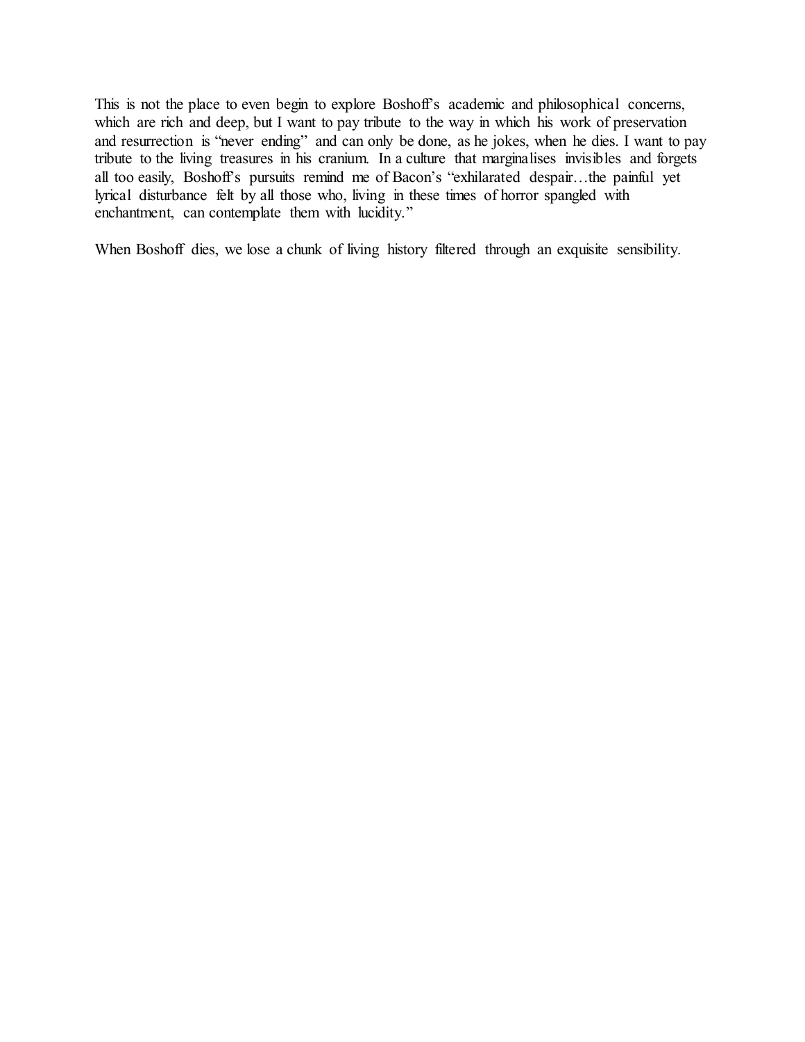This is not the place to even begin to explore Boshoff's academic and philosophical concerns, which are rich and deep, but I want to pay tribute to the way in which his work of preservation and resurrection is "never ending" and can only be done, as he jokes, when he dies. I want to pay tribute to the living treasures in his cranium. In a culture that marginalises invisibles and forgets all too easily, Boshoff's pursuits remind me of Bacon's "exhilarated despair…the painful yet lyrical disturbance felt by all those who, living in these times of horror spangled with enchantment, can contemplate them with lucidity."

When Boshoff dies, we lose a chunk of living history filtered through an exquisite sensibility.